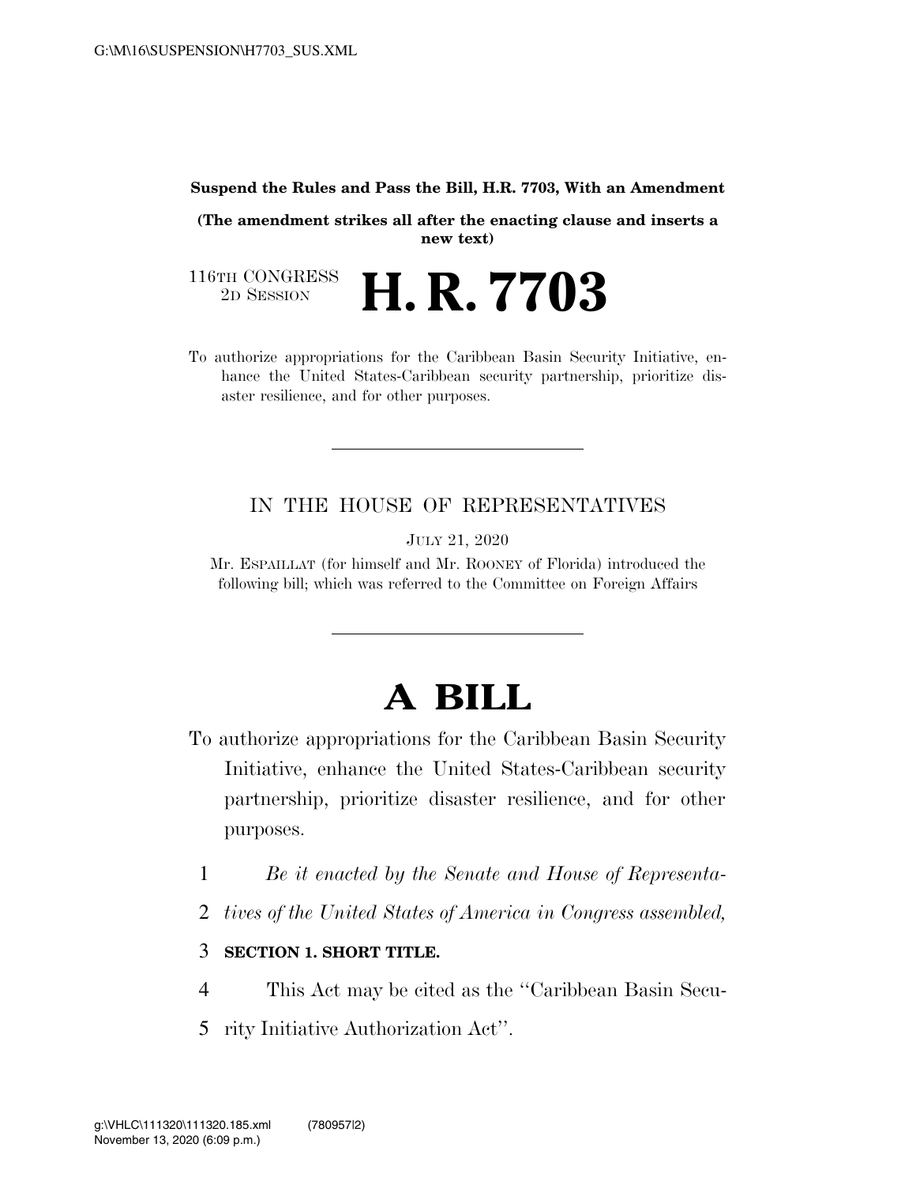**Suspend the Rules and Pass the Bill, H.R. 7703, With an Amendment**

**(The amendment strikes all after the enacting clause and inserts a new text)**

116TH CONGRESS
2D SESSION

# H. R. 7703

To authorize appropriations for the Caribbean Basin Security Initiative, enhance the United States-Caribbean security partnership, prioritize disaster resilience, and for other purposes.

---

IN THE HOUSE OF REPRESENTATIVES

JULY 21, 2020

Mr. ESPAILLAT (for himself and Mr. ROONEY of Florida) introduced the following bill; which was referred to the Committee on Foreign Affairs

---

# A BILL

To authorize appropriations for the Caribbean Basin Security Initiative, enhance the United States-Caribbean security partnership, prioritize disaster resilience, and for other purposes.

1 *Be it enacted by the Senate and House of Representa-*
2 *tives of the United States of America in Congress assembled,*

3 **SECTION 1. SHORT TITLE.**

4 This Act may be cited as the "Caribbean Basin Secu-
5 rity Initiative Authorization Act".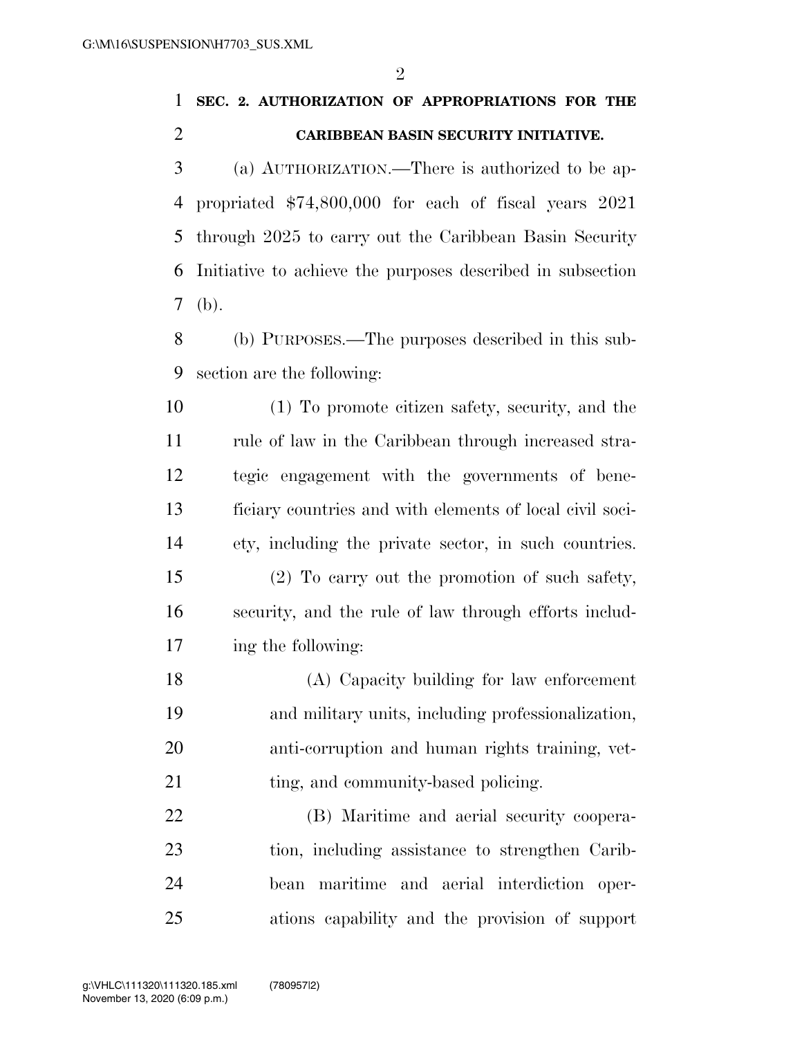## SEC. 2. AUTHORIZATION OF APPROPRIATIONS FOR THE CARIBBEAN BASIN SECURITY INITIATIVE.

(a) AUTHORIZATION.—There is authorized to be appropriated $74,800,000 for each of fiscal years 2021 through 2025 to carry out the Caribbean Basin Security Initiative to achieve the purposes described in subsection (b).

(b) PURPOSES.—The purposes described in this subsection are the following:

(1) To promote citizen safety, security, and the rule of law in the Caribbean through increased strategic engagement with the governments of beneficiary countries and with elements of local civil society, including the private sector, in such countries.

(2) To carry out the promotion of such safety, security, and the rule of law through efforts including the following:

(A) Capacity building for law enforcement and military units, including professionalization, anti-corruption and human rights training, vetting, and community-based policing.

(B) Maritime and aerial security cooperation, including assistance to strengthen Caribbean maritime and aerial interdiction operations capability and the provision of support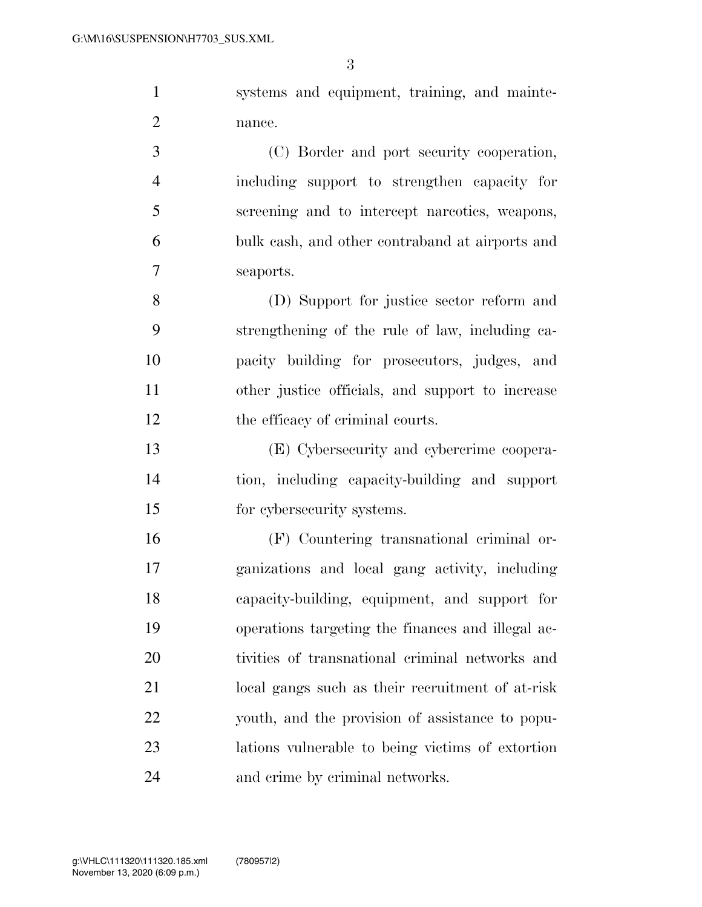systems and equipment, training, and maintenance.

(C) Border and port security cooperation, including support to strengthen capacity for screening and to intercept narcotics, weapons, bulk cash, and other contraband at airports and seaports.

(D) Support for justice sector reform and strengthening of the rule of law, including capacity building for prosecutors, judges, and other justice officials, and support to increase the efficacy of criminal courts.

(E) Cybersecurity and cybercrime cooperation, including capacity-building and support for cybersecurity systems.

(F) Countering transnational criminal organizations and local gang activity, including capacity-building, equipment, and support for operations targeting the finances and illegal activities of transnational criminal networks and local gangs such as their recruitment of at-risk youth, and the provision of assistance to populations vulnerable to being victims of extortion and crime by criminal networks.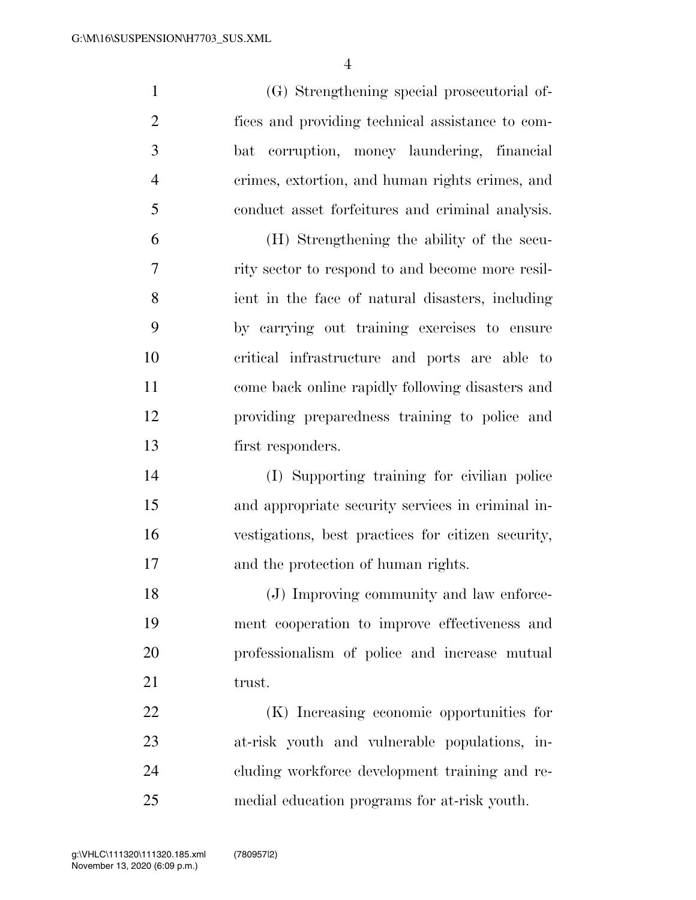(G) Strengthening special prosecutorial offices and providing technical assistance to combat corruption, money laundering, financial crimes, extortion, and human rights crimes, and conduct asset forfeitures and criminal analysis.

(H) Strengthening the ability of the security sector to respond to and become more resilient in the face of natural disasters, including by carrying out training exercises to ensure critical infrastructure and ports are able to come back online rapidly following disasters and providing preparedness training to police and first responders.

(I) Supporting training for civilian police and appropriate security services in criminal investigations, best practices for citizen security, and the protection of human rights.

(J) Improving community and law enforcement cooperation to improve effectiveness and professionalism of police and increase mutual trust.

(K) Increasing economic opportunities for at-risk youth and vulnerable populations, including workforce development training and remedial education programs for at-risk youth.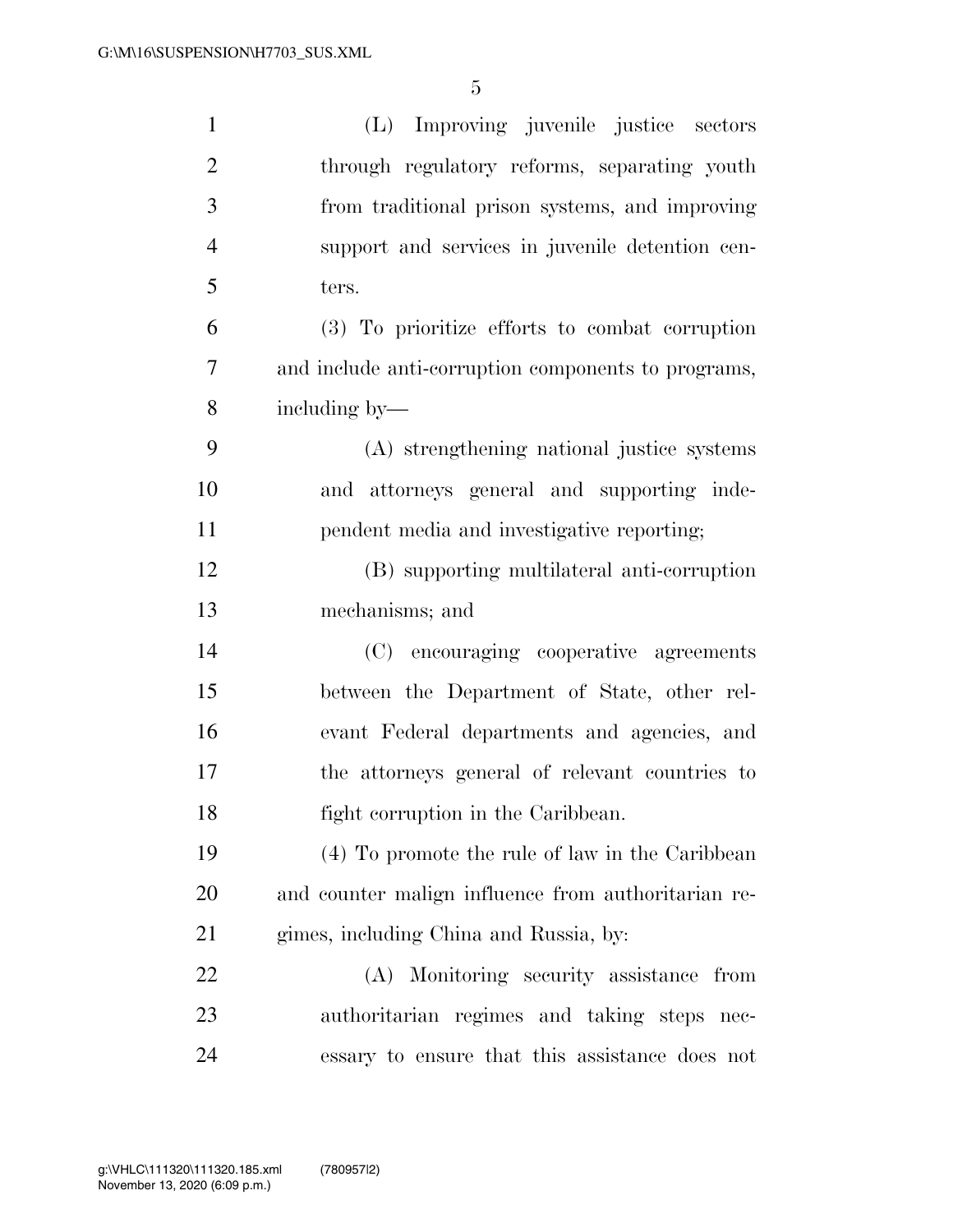(L) Improving juvenile justice sectors through regulatory reforms, separating youth from traditional prison systems, and improving support and services in juvenile detention centers.

(3) To prioritize efforts to combat corruption and include anti-corruption components to programs, including by—

(A) strengthening national justice systems and attorneys general and supporting independent media and investigative reporting;

(B) supporting multilateral anti-corruption mechanisms; and

(C) encouraging cooperative agreements between the Department of State, other relevant Federal departments and agencies, and the attorneys general of relevant countries to fight corruption in the Caribbean.

(4) To promote the rule of law in the Caribbean and counter malign influence from authoritarian regimes, including China and Russia, by:

(A) Monitoring security assistance from authoritarian regimes and taking steps necessary to ensure that this assistance does not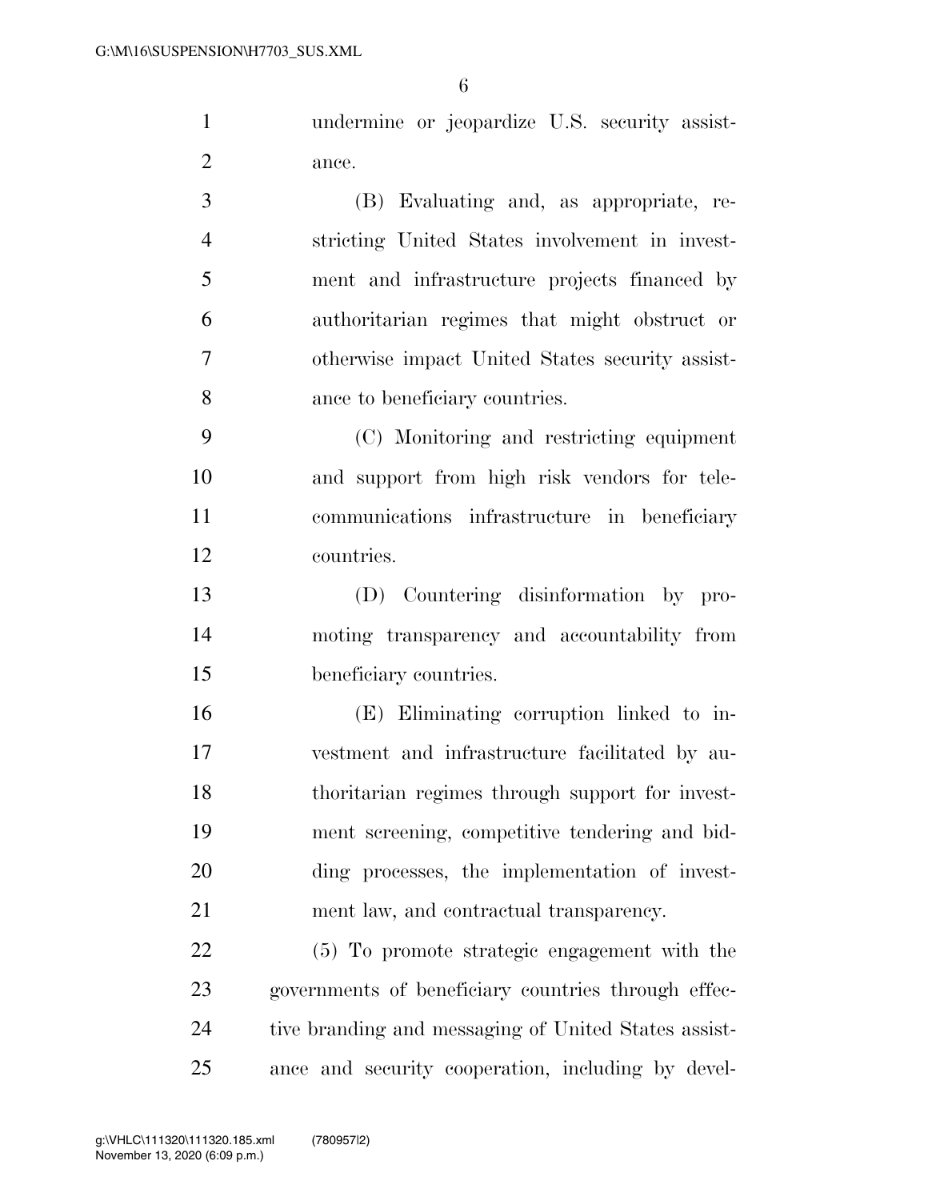undermine or jeopardize U.S. security assistance.

(B) Evaluating and, as appropriate, restricting United States involvement in investment and infrastructure projects financed by authoritarian regimes that might obstruct or otherwise impact United States security assistance to beneficiary countries.

(C) Monitoring and restricting equipment and support from high risk vendors for telecommunications infrastructure in beneficiary countries.

(D) Countering disinformation by promoting transparency and accountability from beneficiary countries.

(E) Eliminating corruption linked to investment and infrastructure facilitated by authoritarian regimes through support for investment screening, competitive tendering and bidding processes, the implementation of investment law, and contractual transparency.

(5) To promote strategic engagement with the governments of beneficiary countries through effective branding and messaging of United States assistance and security cooperation, including by devel-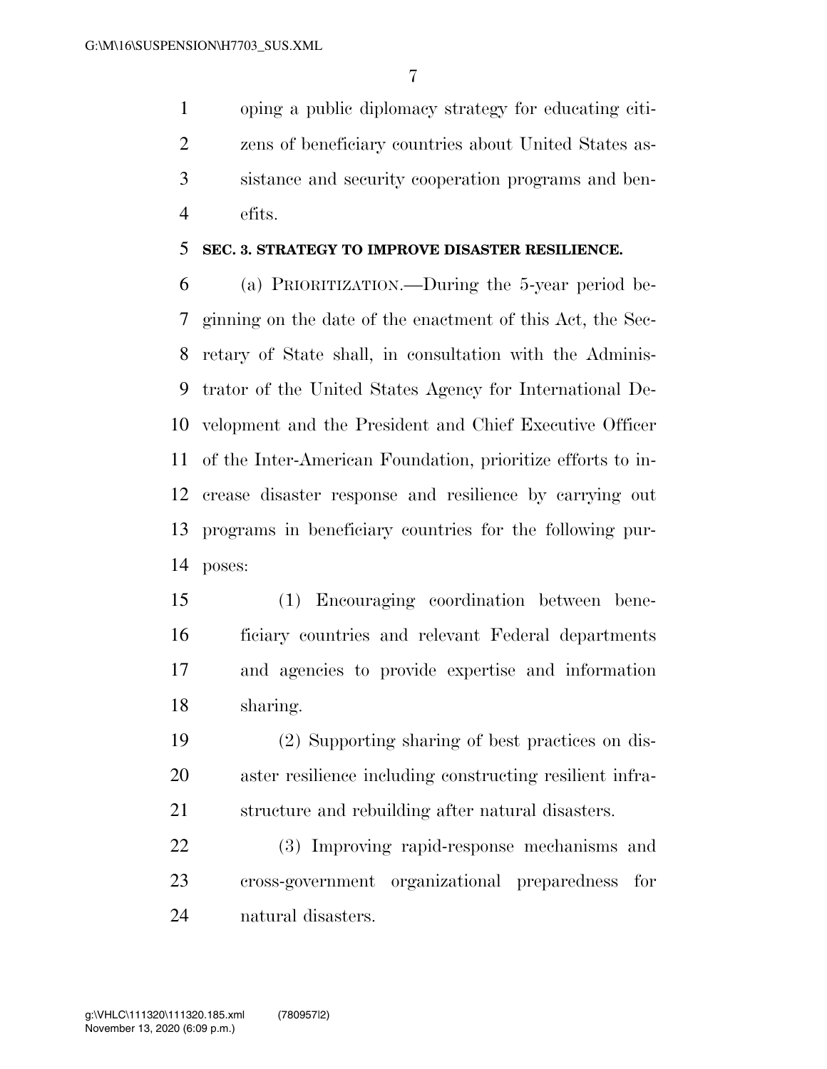oping a public diplomacy strategy for educating citizens of beneficiary countries about United States assistance and security cooperation programs and benefits.

**SEC. 3. STRATEGY TO IMPROVE DISASTER RESILIENCE.**

(a) PRIORITIZATION.—During the 5-year period beginning on the date of the enactment of this Act, the Secretary of State shall, in consultation with the Administrator of the United States Agency for International Development and the President and Chief Executive Officer of the Inter-American Foundation, prioritize efforts to increase disaster response and resilience by carrying out programs in beneficiary countries for the following purposes:

(1) Encouraging coordination between beneficiary countries and relevant Federal departments and agencies to provide expertise and information sharing.

(2) Supporting sharing of best practices on disaster resilience including constructing resilient infrastructure and rebuilding after natural disasters.

(3) Improving rapid-response mechanisms and cross-government organizational preparedness for natural disasters.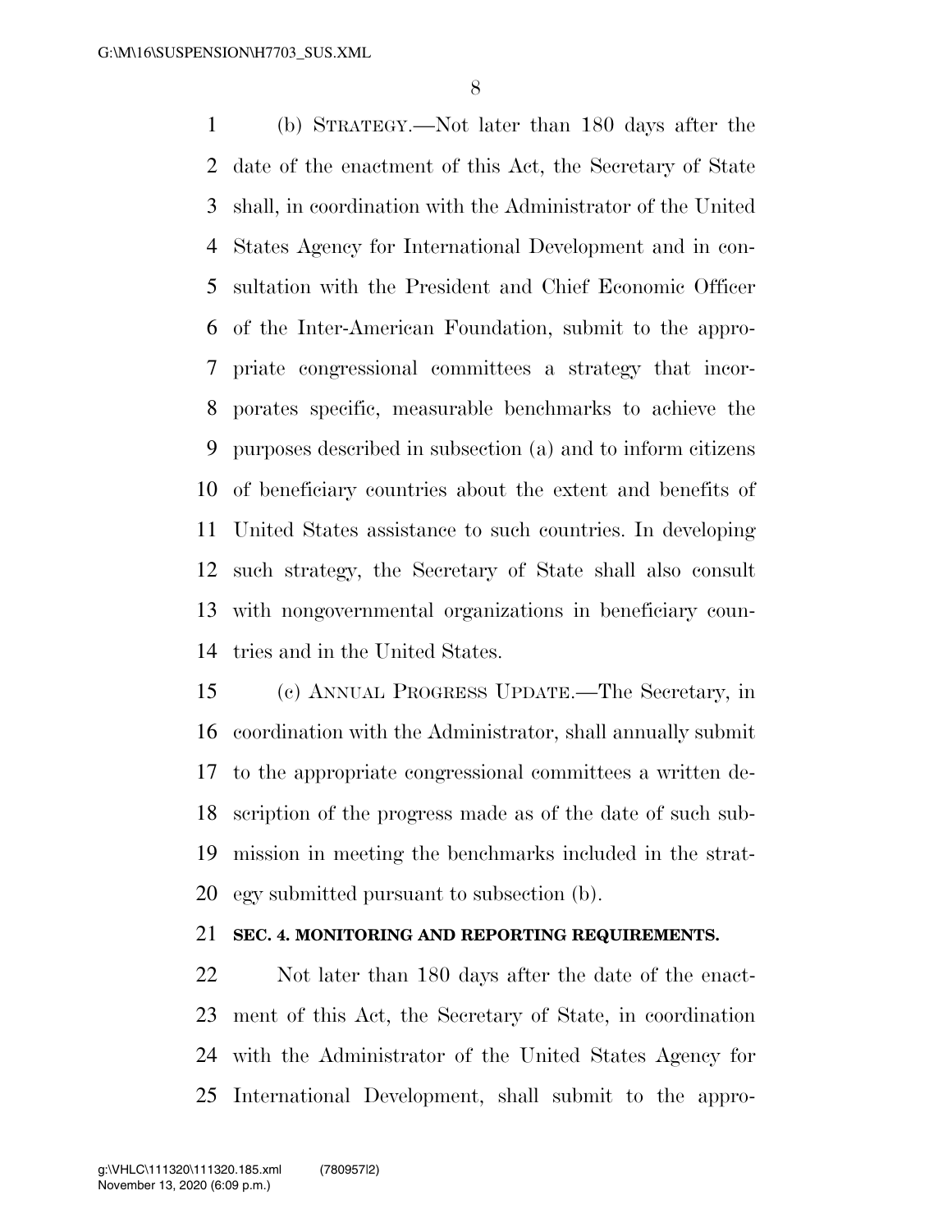(b) STRATEGY.—Not later than 180 days after the date of the enactment of this Act, the Secretary of State shall, in coordination with the Administrator of the United States Agency for International Development and in consultation with the President and Chief Economic Officer of the Inter-American Foundation, submit to the appropriate congressional committees a strategy that incorporates specific, measurable benchmarks to achieve the purposes described in subsection (a) and to inform citizens of beneficiary countries about the extent and benefits of United States assistance to such countries. In developing such strategy, the Secretary of State shall also consult with nongovernmental organizations in beneficiary countries and in the United States.

(c) ANNUAL PROGRESS UPDATE.—The Secretary, in coordination with the Administrator, shall annually submit to the appropriate congressional committees a written description of the progress made as of the date of such submission in meeting the benchmarks included in the strategy submitted pursuant to subsection (b).

**SEC. 4. MONITORING AND REPORTING REQUIREMENTS.**

Not later than 180 days after the date of the enactment of this Act, the Secretary of State, in coordination with the Administrator of the United States Agency for International Development, shall submit to the appro-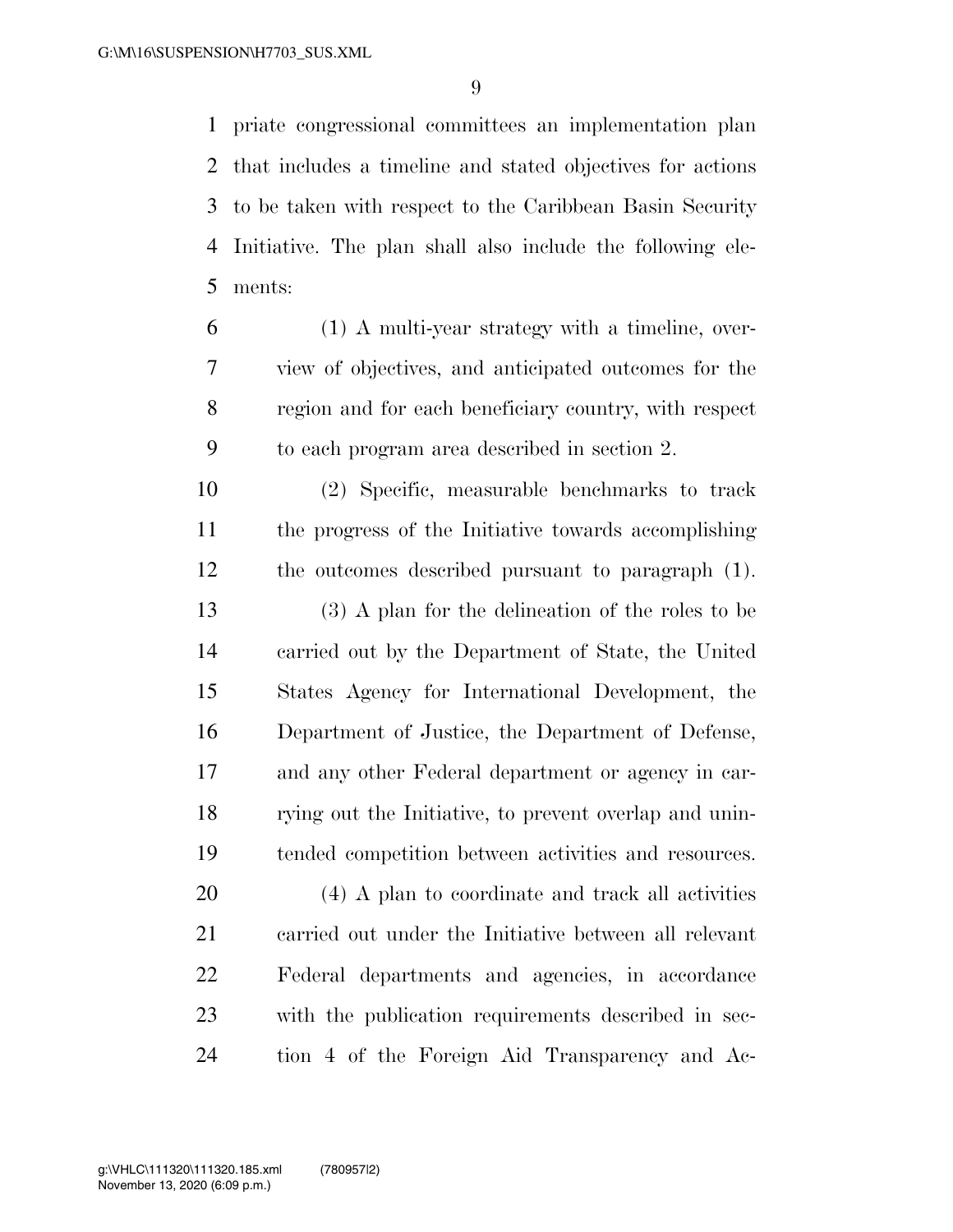priate congressional committees an implementation plan that includes a timeline and stated objectives for actions to be taken with respect to the Caribbean Basin Security Initiative. The plan shall also include the following elements:

(1) A multi-year strategy with a timeline, overview of objectives, and anticipated outcomes for the region and for each beneficiary country, with respect to each program area described in section 2.

(2) Specific, measurable benchmarks to track the progress of the Initiative towards accomplishing the outcomes described pursuant to paragraph (1).

(3) A plan for the delineation of the roles to be carried out by the Department of State, the United States Agency for International Development, the Department of Justice, the Department of Defense, and any other Federal department or agency in carrying out the Initiative, to prevent overlap and unintended competition between activities and resources.

(4) A plan to coordinate and track all activities carried out under the Initiative between all relevant Federal departments and agencies, in accordance with the publication requirements described in section 4 of the Foreign Aid Transparency and Ac-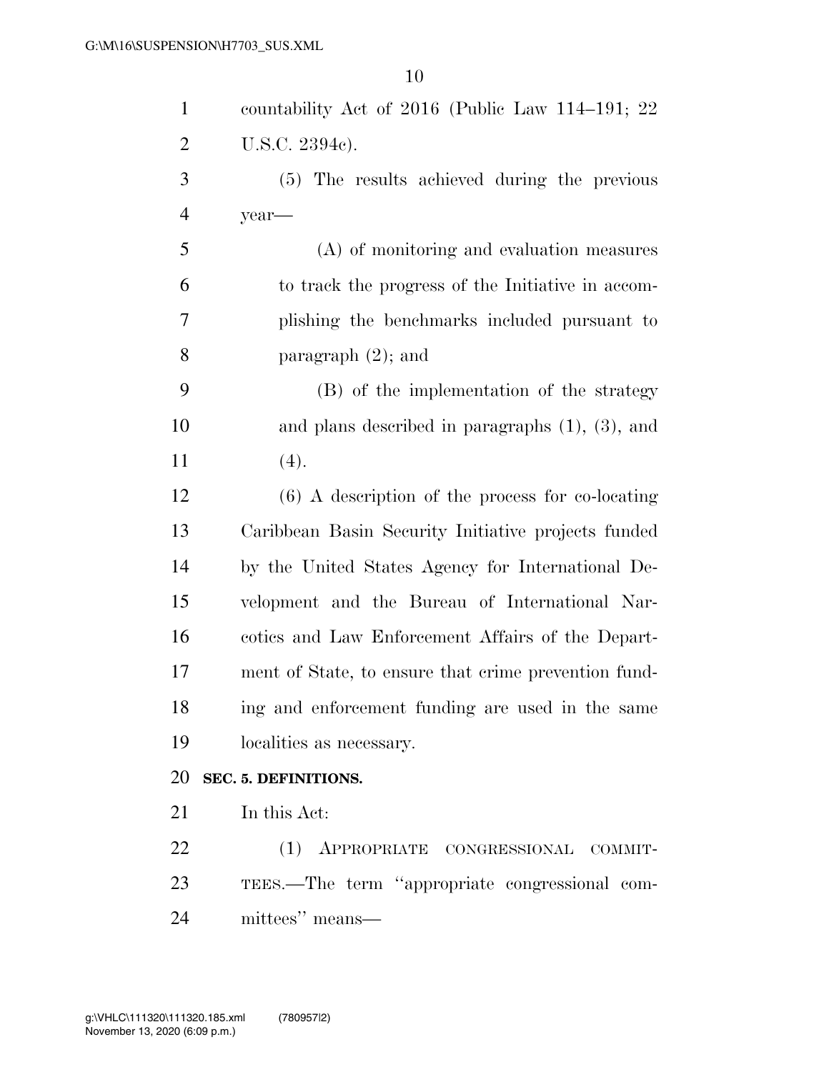countability Act of 2016 (Public Law 114–191; 22 U.S.C. 2394c).

(5) The results achieved during the previous year—

(A) of monitoring and evaluation measures to track the progress of the Initiative in accomplishing the benchmarks included pursuant to paragraph (2); and

(B) of the implementation of the strategy and plans described in paragraphs (1), (3), and (4).

(6) A description of the process for co-locating Caribbean Basin Security Initiative projects funded by the United States Agency for International Development and the Bureau of International Narcotics and Law Enforcement Affairs of the Department of State, to ensure that crime prevention funding and enforcement funding are used in the same localities as necessary.

**SEC. 5. DEFINITIONS.**

In this Act:

(1) APPROPRIATE CONGRESSIONAL COMMITTEES.—The term "appropriate congressional committees" means—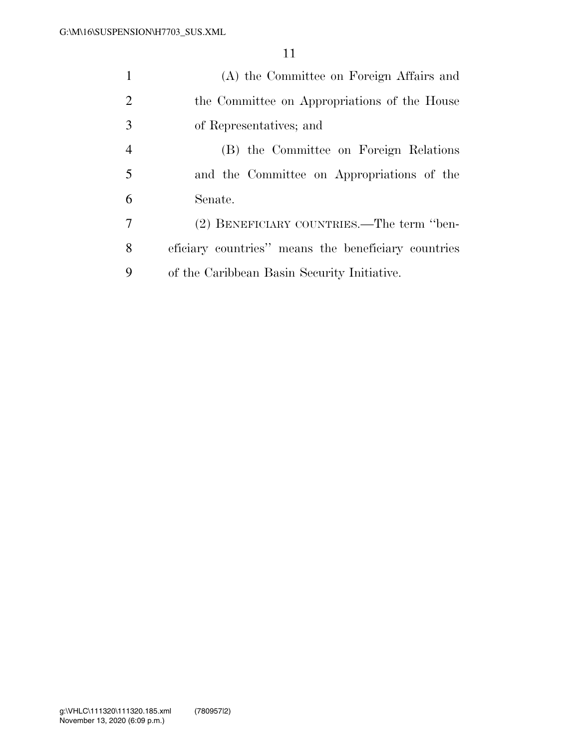(A) the Committee on Foreign Affairs and the Committee on Appropriations of the House of Representatives; and

(B) the Committee on Foreign Relations and the Committee on Appropriations of the Senate.

(2) BENEFICIARY COUNTRIES.—The term ''beneficiary countries'' means the beneficiary countries of the Caribbean Basin Security Initiative.